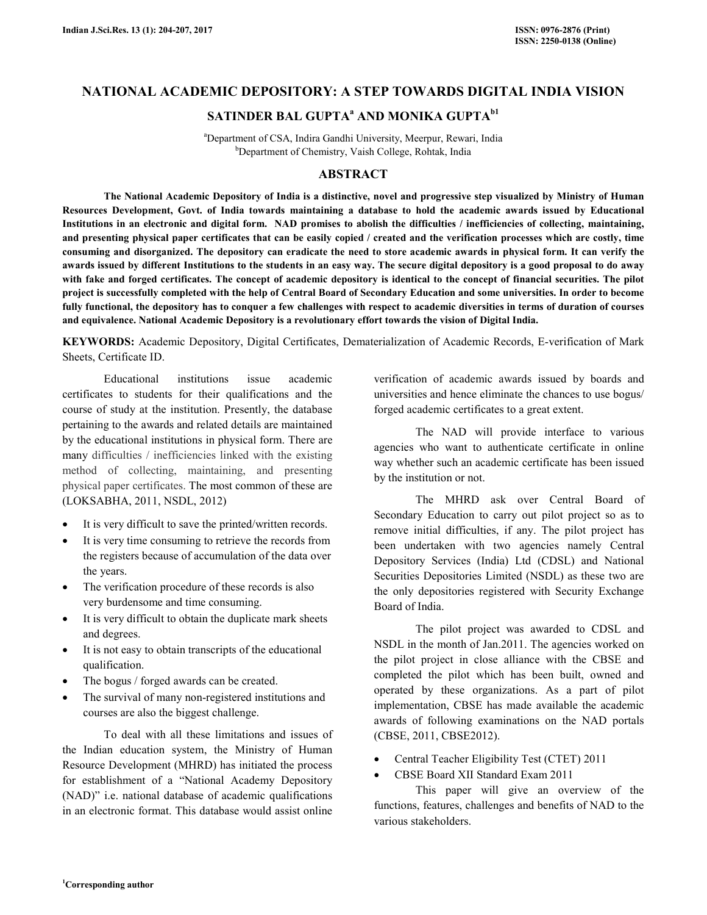# NATIONAL ACADEMIC DEPOSITORY: A STEP TOWARDS DIGITAL INDIA VISION

**SATINDER BAL GUPTA[a] AND MONIKA GUPTA[b1]**

[a]Department of CSA, Indira Gandhi University, Meerpur, Rewari, India
[b]Department of Chemistry, Vaish College, Rohtak, India

## ABSTRACT

**The National Academic Depository of India is a distinctive, novel and progressive step visualized by Ministry of Human Resources Development, Govt. of India towards maintaining a database to hold the academic awards issued by Educational Institutions in an electronic and digital form. NAD promises to abolish the difficulties / inefficiencies of collecting, maintaining, and presenting physical paper certificates that can be easily copied / created and the verification processes which are costly, time consuming and disorganized. The depository can eradicate the need to store academic awards in physical form. It can verify the awards issued by different Institutions to the students in an easy way. The secure digital depository is a good proposal to do away with fake and forged certificates. The concept of academic depository is identical to the concept of financial securities. The pilot project is successfully completed with the help of Central Board of Secondary Education and some universities. In order to become fully functional, the depository has to conquer a few challenges with respect to academic diversities in terms of duration of courses and equivalence. National Academic Depository is a revolutionary effort towards the vision of Digital India.**

**KEYWORDS:** Academic Depository, Digital Certificates, Dematerialization of Academic Records, E-verification of Mark Sheets, Certificate ID.

Educational institutions issue academic certificates to students for their qualifications and the course of study at the institution. Presently, the database pertaining to the awards and related details are maintained by the educational institutions in physical form. There are many difficulties / inefficiencies linked with the existing method of collecting, maintaining, and presenting physical paper certificates. The most common of these are (LOKSABHA, 2011, NSDL, 2012)

- It is very difficult to save the printed/written records.
- It is very time consuming to retrieve the records from the registers because of accumulation of the data over the years.
- The verification procedure of these records is also very burdensome and time consuming.
- It is very difficult to obtain the duplicate mark sheets and degrees.
- It is not easy to obtain transcripts of the educational qualification.
- The bogus / forged awards can be created.
- The survival of many non-registered institutions and courses are also the biggest challenge.

To deal with all these limitations and issues of the Indian education system, the Ministry of Human Resource Development (MHRD) has initiated the process for establishment of a "National Academy Depository (NAD)" i.e. national database of academic qualifications in an electronic format. This database would assist online verification of academic awards issued by boards and universities and hence eliminate the chances to use bogus/ forged academic certificates to a great extent.

The NAD will provide interface to various agencies who want to authenticate certificate in online way whether such an academic certificate has been issued by the institution or not.

The MHRD ask over Central Board of Secondary Education to carry out pilot project so as to remove initial difficulties, if any. The pilot project has been undertaken with two agencies namely Central Depository Services (India) Ltd (CDSL) and National Securities Depositories Limited (NSDL) as these two are the only depositories registered with Security Exchange Board of India.

The pilot project was awarded to CDSL and NSDL in the month of Jan.2011. The agencies worked on the pilot project in close alliance with the CBSE and completed the pilot which has been built, owned and operated by these organizations. As a part of pilot implementation, CBSE has made available the academic awards of following examinations on the NAD portals (CBSE, 2011, CBSE2012).

- Central Teacher Eligibility Test (CTET) 2011
- CBSE Board XII Standard Exam 2011

This paper will give an overview of the functions, features, challenges and benefits of NAD to the various stakeholders.

[1]Corresponding author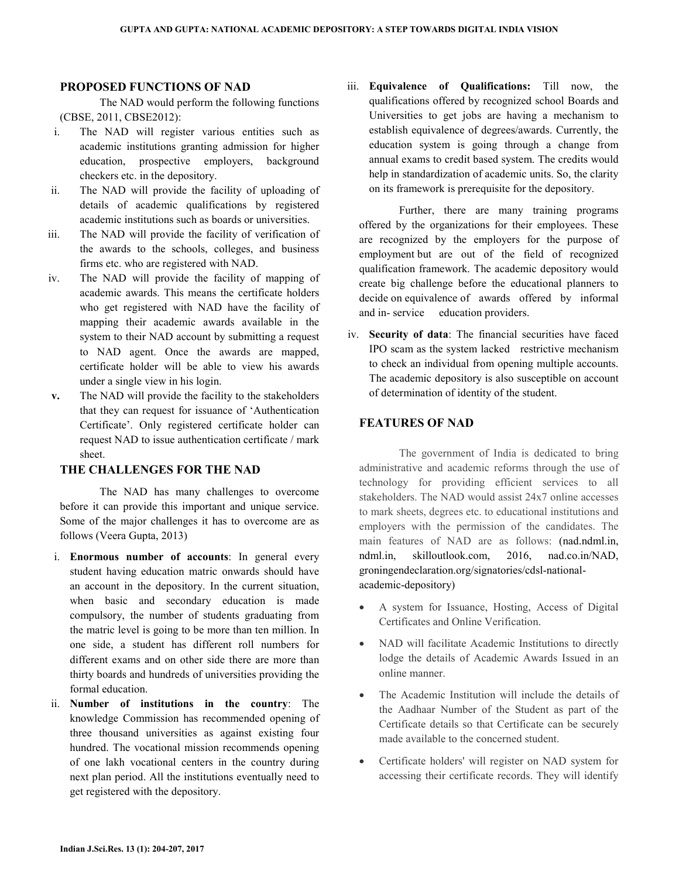## PROPOSED FUNCTIONS OF NAD

The NAD would perform the following functions (CBSE, 2011, CBSE2012):

i. The NAD will register various entities such as academic institutions granting admission for higher education, prospective employers, background checkers etc. in the depository.
ii. The NAD will provide the facility of uploading of details of academic qualifications by registered academic institutions such as boards or universities.
iii. The NAD will provide the facility of verification of the awards to the schools, colleges, and business firms etc. who are registered with NAD.
iv. The NAD will provide the facility of mapping of academic awards. This means the certificate holders who get registered with NAD have the facility of mapping their academic awards available in the system to their NAD account by submitting a request to NAD agent. Once the awards are mapped, certificate holder will be able to view his awards under a single view in his login.
**v.** The NAD will provide the facility to the stakeholders that they can request for issuance of 'Authentication Certificate'. Only registered certificate holder can request NAD to issue authentication certificate / mark sheet.

## THE CHALLENGES FOR THE NAD

The NAD has many challenges to overcome before it can provide this important and unique service. Some of the major challenges it has to overcome are as follows (Veera Gupta, 2013)

i. **Enormous number of accounts**: In general every student having education matric onwards should have an account in the depository. In the current situation, when basic and secondary education is made compulsory, the number of students graduating from the matric level is going to be more than ten million. In one side, a student has different roll numbers for different exams and on other side there are more than thirty boards and hundreds of universities providing the formal education.
ii. **Number of institutions in the country**: The knowledge Commission has recommended opening of three thousand universities as against existing four hundred. The vocational mission recommends opening of one lakh vocational centers in the country during next plan period. All the institutions eventually need to get registered with the depository.
iii. **Equivalence of Qualifications:** Till now, the qualifications offered by recognized school Boards and Universities to get jobs are having a mechanism to establish equivalence of degrees/awards. Currently, the education system is going through a change from annual exams to credit based system. The credits would help in standardization of academic units. So, the clarity on its framework is prerequisite for the depository.

Further, there are many training programs offered by the organizations for their employees. These are recognized by the employers for the purpose of employment but are out of the field of recognized qualification framework. The academic depository would create big challenge before the educational planners to decide on equivalence of awards offered by informal and in- service education providers.

iv. **Security of data**: The financial securities have faced IPO scam as the system lacked restrictive mechanism to check an individual from opening multiple accounts. The academic depository is also susceptible on account of determination of identity of the student.

## FEATURES OF NAD

The government of India is dedicated to bring administrative and academic reforms through the use of technology for providing efficient services to all stakeholders. The NAD would assist 24x7 online accesses to mark sheets, degrees etc. to educational institutions and employers with the permission of the candidates. The main features of NAD are as follows: (nad.ndml.in, ndml.in, skilloutlook.com, 2016, nad.co.in/NAD, groningendeclaration.org/signatories/cdsl-national-academic-depository)

- A system for Issuance, Hosting, Access of Digital Certificates and Online Verification.
- NAD will facilitate Academic Institutions to directly lodge the details of Academic Awards Issued in an online manner.
- The Academic Institution will include the details of the Aadhaar Number of the Student as part of the Certificate details so that Certificate can be securely made available to the concerned student.
- Certificate holders' will register on NAD system for accessing their certificate records. They will identify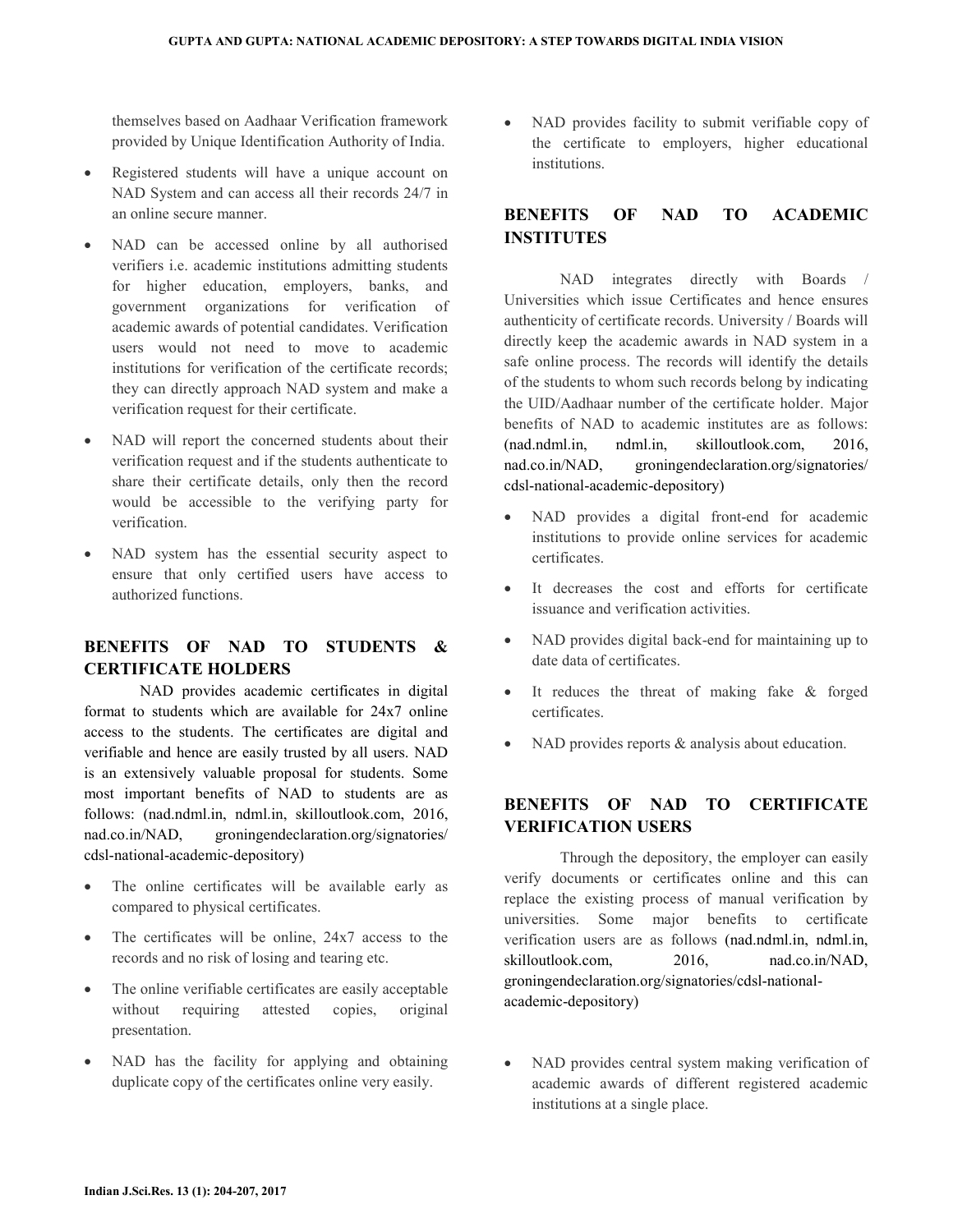themselves based on Aadhaar Verification framework provided by Unique Identification Authority of India.

- Registered students will have a unique account on NAD System and can access all their records 24/7 in an online secure manner.
- NAD can be accessed online by all authorised verifiers i.e. academic institutions admitting students for higher education, employers, banks, and government organizations for verification of academic awards of potential candidates. Verification users would not need to move to academic institutions for verification of the certificate records; they can directly approach NAD system and make a verification request for their certificate.
- NAD will report the concerned students about their verification request and if the students authenticate to share their certificate details, only then the record would be accessible to the verifying party for verification.
- NAD system has the essential security aspect to ensure that only certified users have access to authorized functions.

## BENEFITS OF NAD TO STUDENTS & CERTIFICATE HOLDERS

NAD provides academic certificates in digital format to students which are available for 24x7 online access to the students. The certificates are digital and verifiable and hence are easily trusted by all users. NAD is an extensively valuable proposal for students. Some most important benefits of NAD to students are as follows: (nad.ndml.in, ndml.in, skilloutlook.com, 2016, nad.co.in/NAD, groningendeclaration.org/signatories/cdsl-national-academic-depository)

- The online certificates will be available early as compared to physical certificates.
- The certificates will be online, 24x7 access to the records and no risk of losing and tearing etc.
- The online verifiable certificates are easily acceptable without requiring attested copies, original presentation.
- NAD has the facility for applying and obtaining duplicate copy of the certificates online very easily.
- NAD provides facility to submit verifiable copy of the certificate to employers, higher educational institutions.

## BENEFITS OF NAD TO ACADEMIC INSTITUTES

NAD integrates directly with Boards / Universities which issue Certificates and hence ensures authenticity of certificate records. University / Boards will directly keep the academic awards in NAD system in a safe online process. The records will identify the details of the students to whom such records belong by indicating the UID/Aadhaar number of the certificate holder. Major benefits of NAD to academic institutes are as follows: (nad.ndml.in, ndml.in, skilloutlook.com, 2016, nad.co.in/NAD, groningendeclaration.org/signatories/cdsl-national-academic-depository)

- NAD provides a digital front-end for academic institutions to provide online services for academic certificates.
- It decreases the cost and efforts for certificate issuance and verification activities.
- NAD provides digital back-end for maintaining up to date data of certificates.
- It reduces the threat of making fake & forged certificates.
- NAD provides reports & analysis about education.

## BENEFITS OF NAD TO CERTIFICATE VERIFICATION USERS

Through the depository, the employer can easily verify documents or certificates online and this can replace the existing process of manual verification by universities. Some major benefits to certificate verification users are as follows (nad.ndml.in, ndml.in, skilloutlook.com, 2016, nad.co.in/NAD, groningendeclaration.org/signatories/cdsl-national-academic-depository)

- NAD provides central system making verification of academic awards of different registered academic institutions at a single place.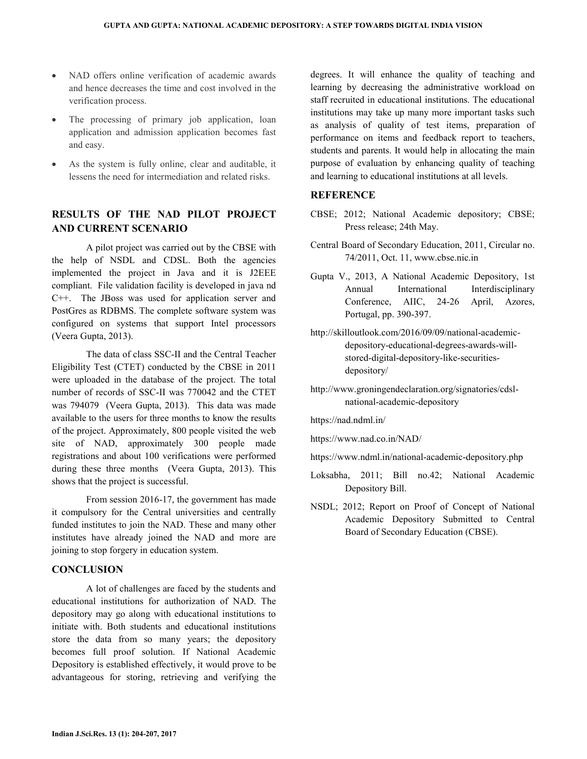- NAD offers online verification of academic awards and hence decreases the time and cost involved in the verification process.
- The processing of primary job application, loan application and admission application becomes fast and easy.
- As the system is fully online, clear and auditable, it lessens the need for intermediation and related risks.

## RESULTS OF THE NAD PILOT PROJECT AND CURRENT SCENARIO

A pilot project was carried out by the CBSE with the help of NSDL and CDSL. Both the agencies implemented the project in Java and it is J2EEE compliant. File validation facility is developed in java nd C++. The JBoss was used for application server and PostGres as RDBMS. The complete software system was configured on systems that support Intel processors (Veera Gupta, 2013).

The data of class SSC-II and the Central Teacher Eligibility Test (CTET) conducted by the CBSE in 2011 were uploaded in the database of the project. The total number of records of SSC-II was 770042 and the CTET was 794079 (Veera Gupta, 2013). This data was made available to the users for three months to know the results of the project. Approximately, 800 people visited the web site of NAD, approximately 300 people made registrations and about 100 verifications were performed during these three months (Veera Gupta, 2013). This shows that the project is successful.

From session 2016-17, the government has made it compulsory for the Central universities and centrally funded institutes to join the NAD. These and many other institutes have already joined the NAD and more are joining to stop forgery in education system.

## CONCLUSION

A lot of challenges are faced by the students and educational institutions for authorization of NAD. The depository may go along with educational institutions to initiate with. Both students and educational institutions store the data from so many years; the depository becomes full proof solution. If National Academic Depository is established effectively, it would prove to be advantageous for storing, retrieving and verifying the degrees. It will enhance the quality of teaching and learning by decreasing the administrative workload on staff recruited in educational institutions. The educational institutions may take up many more important tasks such as analysis of quality of test items, preparation of performance on items and feedback report to teachers, students and parents. It would help in allocating the main purpose of evaluation by enhancing quality of teaching and learning to educational institutions at all levels.

## REFERENCE

CBSE; 2012; National Academic depository; CBSE; Press release; 24th May.

Central Board of Secondary Education, 2011, Circular no. 74/2011, Oct. 11, www.cbse.nic.in

Gupta V., 2013, A National Academic Depository, 1st Annual International Interdisciplinary Conference, AIIC, 24-26 April, Azores, Portugal, pp. 390-397.

http://skilloutlook.com/2016/09/09/national-academic-depository-educational-degrees-awards-will-stored-digital-depository-like-securities-depository/

http://www.groningendeclaration.org/signatories/cdsl-national-academic-depository

https://nad.ndml.in/

https://www.nad.co.in/NAD/

https://www.ndml.in/national-academic-depository.php

Loksabha, 2011; Bill no.42; National Academic Depository Bill.

NSDL; 2012; Report on Proof of Concept of National Academic Depository Submitted to Central Board of Secondary Education (CBSE).